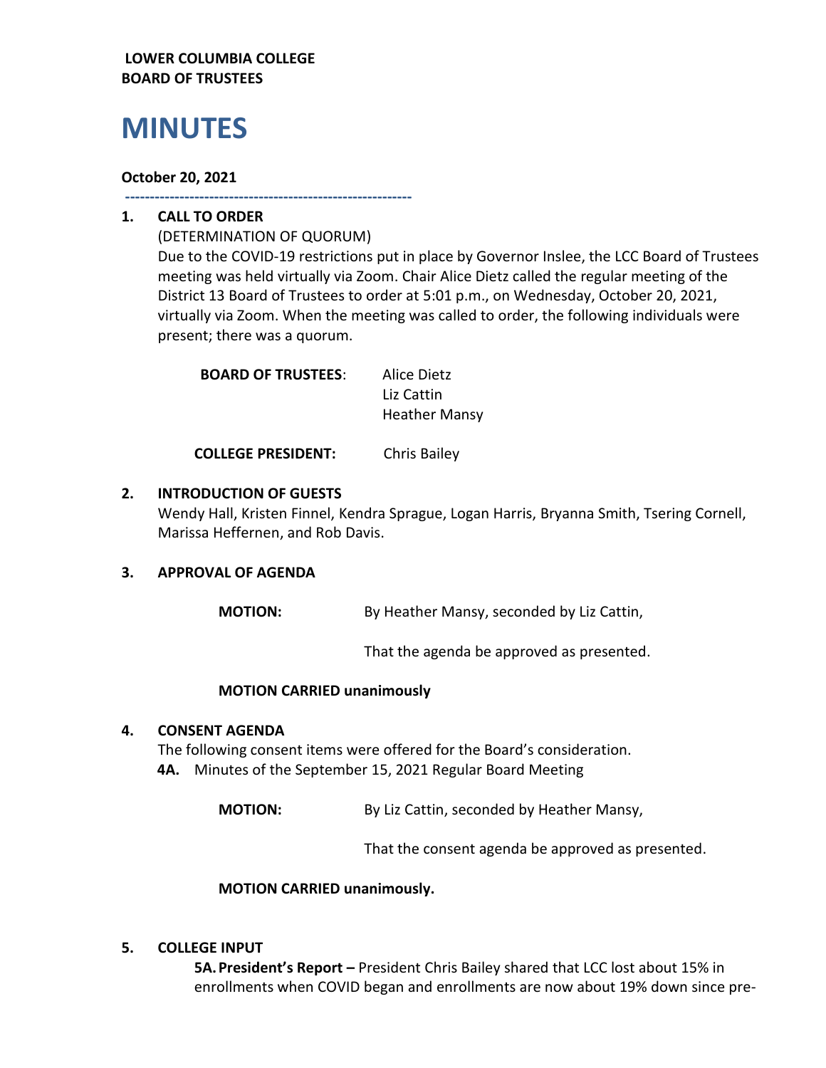**LOWER COLUMBIA COLLEGE**
**BOARD OF TRUSTEES**

# MINUTES

**October 20, 2021**

---

**1. CALL TO ORDER**

(DETERMINATION OF QUORUM)

Due to the COVID-19 restrictions put in place by Governor Inslee, the LCC Board of Trustees meeting was held virtually via Zoom. Chair Alice Dietz called the regular meeting of the District 13 Board of Trustees to order at 5:01 p.m., on Wednesday, October 20, 2021, virtually via Zoom. When the meeting was called to order, the following individuals were present; there was a quorum.

**BOARD OF TRUSTEES**: Alice Dietz
Liz Cattin
Heather Mansy

**COLLEGE PRESIDENT:** Chris Bailey

**2. INTRODUCTION OF GUESTS**

Wendy Hall, Kristen Finnel, Kendra Sprague, Logan Harris, Bryanna Smith, Tsering Cornell, Marissa Heffernen, and Rob Davis.

**3. APPROVAL OF AGENDA**

**MOTION:** By Heather Mansy, seconded by Liz Cattin,

That the agenda be approved as presented.

**MOTION CARRIED unanimously**

**4. CONSENT AGENDA**

The following consent items were offered for the Board's consideration.

**4A.** Minutes of the September 15, 2021 Regular Board Meeting

**MOTION:** By Liz Cattin, seconded by Heather Mansy,

That the consent agenda be approved as presented.

**MOTION CARRIED unanimously.**

**5. COLLEGE INPUT**

**5A. President's Report –** President Chris Bailey shared that LCC lost about 15% in enrollments when COVID began and enrollments are now about 19% down since pre-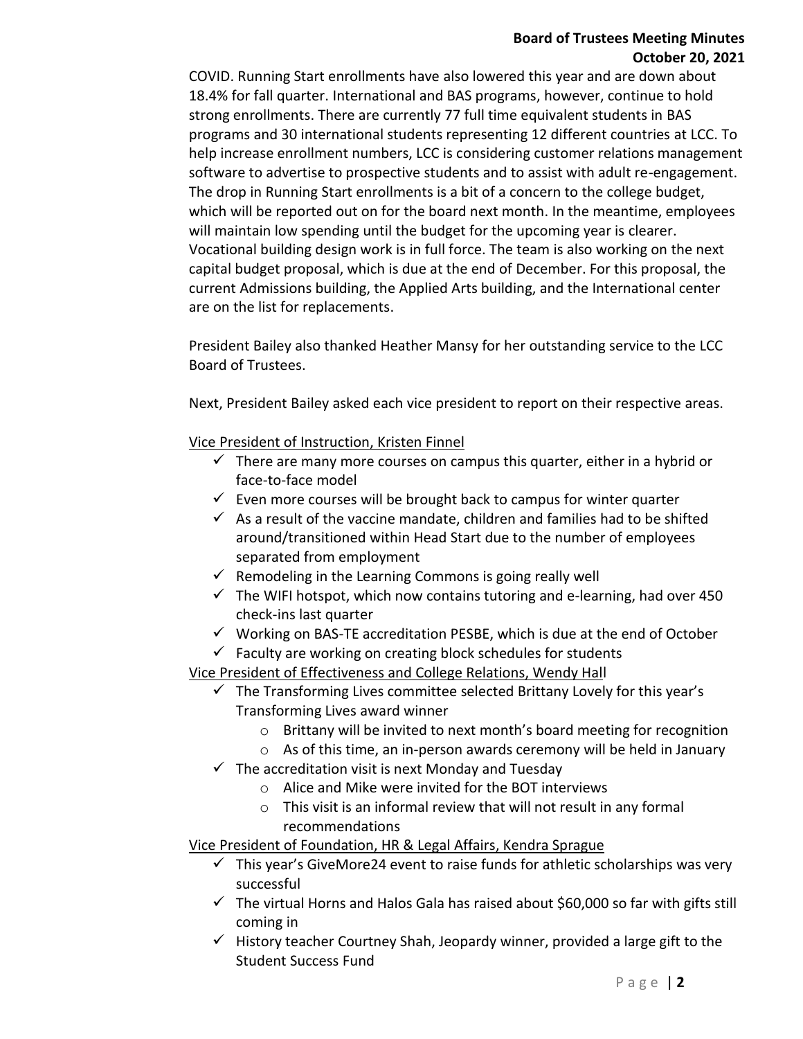COVID. Running Start enrollments have also lowered this year and are down about 18.4% for fall quarter. International and BAS programs, however, continue to hold strong enrollments. There are currently 77 full time equivalent students in BAS programs and 30 international students representing 12 different countries at LCC. To help increase enrollment numbers, LCC is considering customer relations management software to advertise to prospective students and to assist with adult re-engagement. The drop in Running Start enrollments is a bit of a concern to the college budget, which will be reported out on for the board next month. In the meantime, employees will maintain low spending until the budget for the upcoming year is clearer. Vocational building design work is in full force. The team is also working on the next capital budget proposal, which is due at the end of December. For this proposal, the current Admissions building, the Applied Arts building, and the International center are on the list for replacements.

President Bailey also thanked Heather Mansy for her outstanding service to the LCC Board of Trustees.

Next, President Bailey asked each vice president to report on their respective areas.

Vice President of Instruction, Kristen Finnel

- ✓ There are many more courses on campus this quarter, either in a hybrid or face-to-face model
- ✓ Even more courses will be brought back to campus for winter quarter
- ✓ As a result of the vaccine mandate, children and families had to be shifted around/transitioned within Head Start due to the number of employees separated from employment
- ✓ Remodeling in the Learning Commons is going really well
- ✓ The WIFI hotspot, which now contains tutoring and e-learning, had over 450 check-ins last quarter
- ✓ Working on BAS-TE accreditation PESBE, which is due at the end of October
- ✓ Faculty are working on creating block schedules for students

Vice President of Effectiveness and College Relations, Wendy Hall

- ✓ The Transforming Lives committee selected Brittany Lovely for this year's Transforming Lives award winner
  - Brittany will be invited to next month's board meeting for recognition
  - As of this time, an in-person awards ceremony will be held in January
- ✓ The accreditation visit is next Monday and Tuesday
  - Alice and Mike were invited for the BOT interviews
  - This visit is an informal review that will not result in any formal recommendations

Vice President of Foundation, HR & Legal Affairs, Kendra Sprague

- ✓ This year's GiveMore24 event to raise funds for athletic scholarships was very successful
- ✓ The virtual Horns and Halos Gala has raised about $60,000 so far with gifts still coming in
- ✓ History teacher Courtney Shah, Jeopardy winner, provided a large gift to the Student Success Fund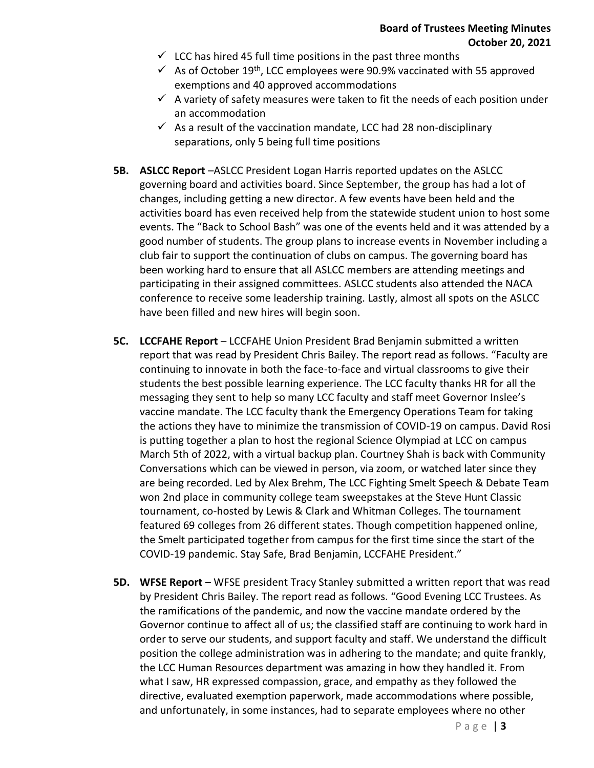- ✓ LCC has hired 45 full time positions in the past three months
- ✓ As of October 19th, LCC employees were 90.9% vaccinated with 55 approved exemptions and 40 approved accommodations
- ✓ A variety of safety measures were taken to fit the needs of each position under an accommodation
- ✓ As a result of the vaccination mandate, LCC had 28 non-disciplinary separations, only 5 being full time positions

**5B. ASLCC Report** –ASLCC President Logan Harris reported updates on the ASLCC governing board and activities board. Since September, the group has had a lot of changes, including getting a new director. A few events have been held and the activities board has even received help from the statewide student union to host some events. The "Back to School Bash" was one of the events held and it was attended by a good number of students. The group plans to increase events in November including a club fair to support the continuation of clubs on campus. The governing board has been working hard to ensure that all ASLCC members are attending meetings and participating in their assigned committees. ASLCC students also attended the NACA conference to receive some leadership training. Lastly, almost all spots on the ASLCC have been filled and new hires will begin soon.

**5C. LCCFAHE Report** – LCCFAHE Union President Brad Benjamin submitted a written report that was read by President Chris Bailey. The report read as follows. "Faculty are continuing to innovate in both the face-to-face and virtual classrooms to give their students the best possible learning experience. The LCC faculty thanks HR for all the messaging they sent to help so many LCC faculty and staff meet Governor Inslee's vaccine mandate. The LCC faculty thank the Emergency Operations Team for taking the actions they have to minimize the transmission of COVID-19 on campus. David Rosi is putting together a plan to host the regional Science Olympiad at LCC on campus March 5th of 2022, with a virtual backup plan. Courtney Shah is back with Community Conversations which can be viewed in person, via zoom, or watched later since they are being recorded. Led by Alex Brehm, The LCC Fighting Smelt Speech & Debate Team won 2nd place in community college team sweepstakes at the Steve Hunt Classic tournament, co-hosted by Lewis & Clark and Whitman Colleges. The tournament featured 69 colleges from 26 different states. Though competition happened online, the Smelt participated together from campus for the first time since the start of the COVID-19 pandemic. Stay Safe, Brad Benjamin, LCCFAHE President."

**5D. WFSE Report** – WFSE president Tracy Stanley submitted a written report that was read by President Chris Bailey. The report read as follows. "Good Evening LCC Trustees. As the ramifications of the pandemic, and now the vaccine mandate ordered by the Governor continue to affect all of us; the classified staff are continuing to work hard in order to serve our students, and support faculty and staff. We understand the difficult position the college administration was in adhering to the mandate; and quite frankly, the LCC Human Resources department was amazing in how they handled it. From what I saw, HR expressed compassion, grace, and empathy as they followed the directive, evaluated exemption paperwork, made accommodations where possible, and unfortunately, in some instances, had to separate employees where no other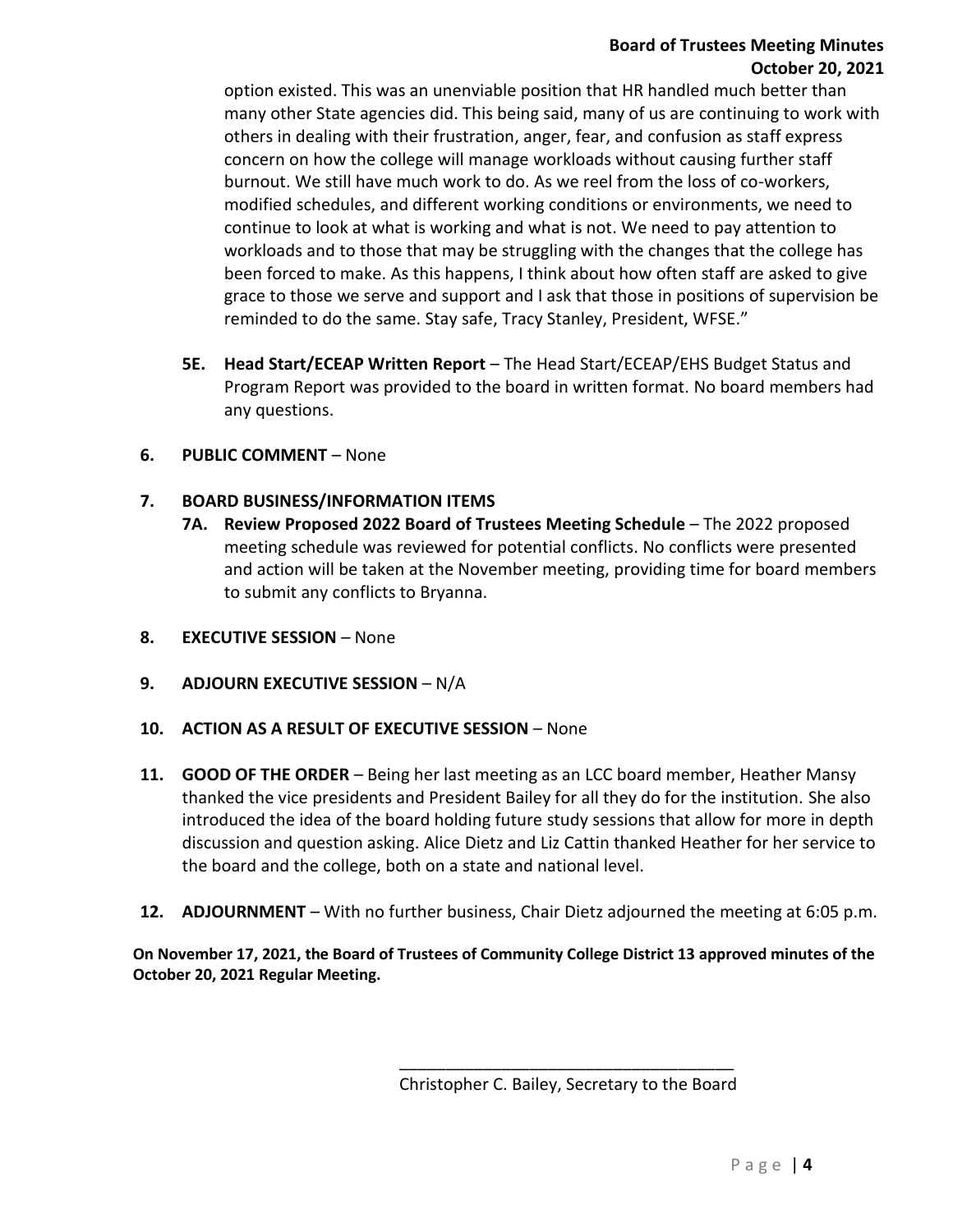option existed. This was an unenviable position that HR handled much better than many other State agencies did. This being said, many of us are continuing to work with others in dealing with their frustration, anger, fear, and confusion as staff express concern on how the college will manage workloads without causing further staff burnout. We still have much work to do. As we reel from the loss of co-workers, modified schedules, and different working conditions or environments, we need to continue to look at what is working and what is not. We need to pay attention to workloads and to those that may be struggling with the changes that the college has been forced to make. As this happens, I think about how often staff are asked to give grace to those we serve and support and I ask that those in positions of supervision be reminded to do the same. Stay safe, Tracy Stanley, President, WFSE."

**5E. Head Start/ECEAP Written Report** – The Head Start/ECEAP/EHS Budget Status and Program Report was provided to the board in written format. No board members had any questions.

**6. PUBLIC COMMENT** – None

**7. BOARD BUSINESS/INFORMATION ITEMS**

**7A. Review Proposed 2022 Board of Trustees Meeting Schedule** – The 2022 proposed meeting schedule was reviewed for potential conflicts. No conflicts were presented and action will be taken at the November meeting, providing time for board members to submit any conflicts to Bryanna.

**8. EXECUTIVE SESSION** – None

**9. ADJOURN EXECUTIVE SESSION** – N/A

**10. ACTION AS A RESULT OF EXECUTIVE SESSION** – None

**11. GOOD OF THE ORDER** – Being her last meeting as an LCC board member, Heather Mansy thanked the vice presidents and President Bailey for all they do for the institution. She also introduced the idea of the board holding future study sessions that allow for more in depth discussion and question asking. Alice Dietz and Liz Cattin thanked Heather for her service to the board and the college, both on a state and national level.

**12. ADJOURNMENT** – With no further business, Chair Dietz adjourned the meeting at 6:05 p.m.

**On November 17, 2021, the Board of Trustees of Community College District 13 approved minutes of the October 20, 2021 Regular Meeting.**

_____________________________________

Christopher C. Bailey, Secretary to the Board